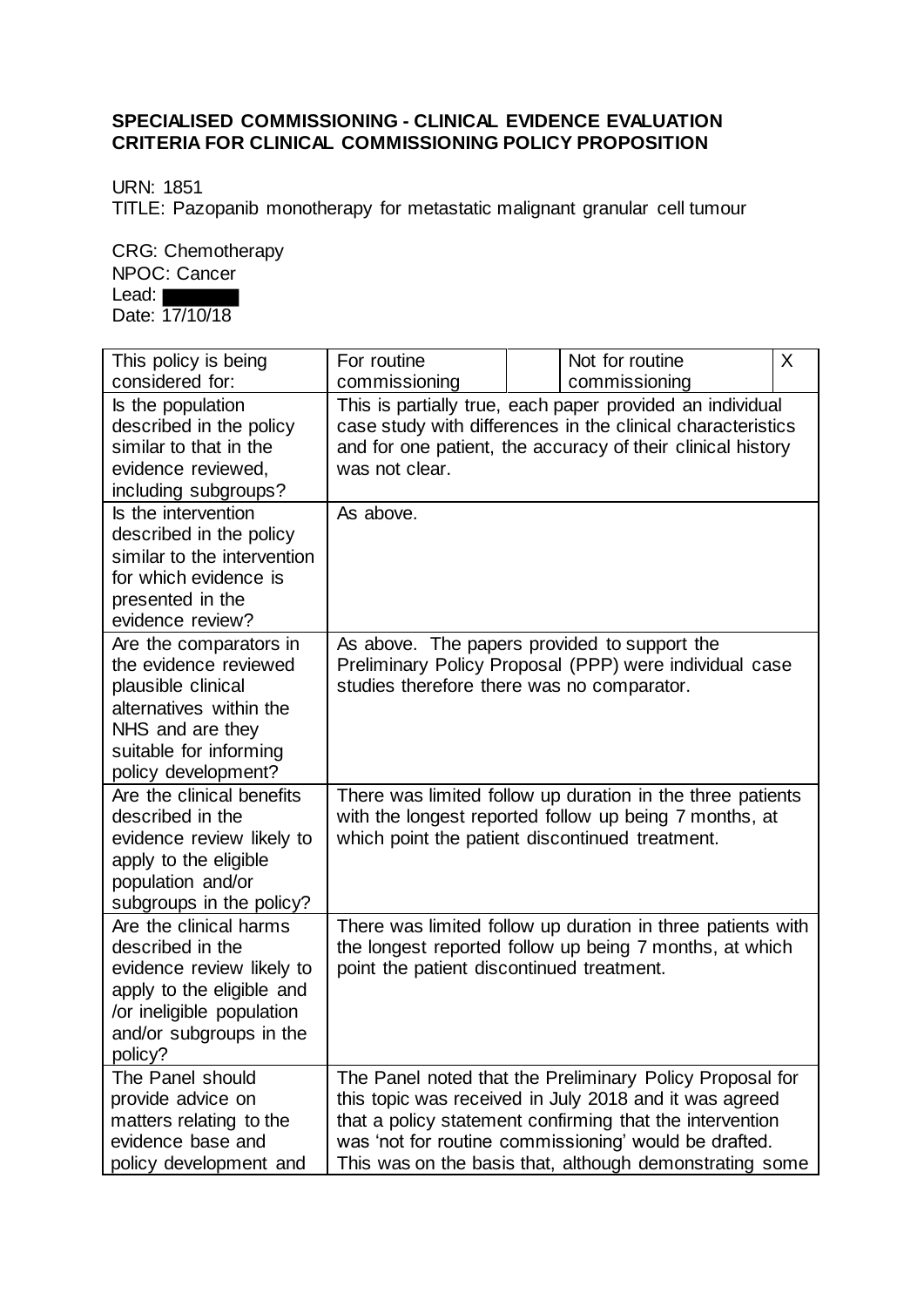**SPECIALISED COMMISSIONING - CLINICAL EVIDENCE EVALUATION CRITERIA FOR CLINICAL COMMISSIONING POLICY PROPOSITION**

URN: 1851
TITLE: Pazopanib monotherapy for metastatic malignant granular cell tumour

CRG: Chemotherapy
NPOC: Cancer
Lead: ████
Date: 17/10/18

| This policy is being considered for: | For routine commissioning | | Not for routine commissioning | X |
|---|---|---|---|---|
| Is the population described in the policy similar to that in the evidence reviewed, including subgroups? | This is partially true, each paper provided an individual case study with differences in the clinical characteristics and for one patient, the accuracy of their clinical history was not clear. | | | |
| Is the intervention described in the policy similar to the intervention for which evidence is presented in the evidence review? | As above. | | | |
| Are the comparators in the evidence reviewed plausible clinical alternatives within the NHS and are they suitable for informing policy development? | As above. The papers provided to support the Preliminary Policy Proposal (PPP) were individual case studies therefore there was no comparator. | | | |
| Are the clinical benefits described in the evidence review likely to apply to the eligible population and/or subgroups in the policy? | There was limited follow up duration in the three patients with the longest reported follow up being 7 months, at which point the patient discontinued treatment. | | | |
| Are the clinical harms described in the evidence review likely to apply to the eligible and /or ineligible population and/or subgroups in the policy? | There was limited follow up duration in three patients with the longest reported follow up being 7 months, at which point the patient discontinued treatment. | | | |
| The Panel should provide advice on matters relating to the evidence base and policy development and | The Panel noted that the Preliminary Policy Proposal for this topic was received in July 2018 and it was agreed that a policy statement confirming that the intervention was 'not for routine commissioning' would be drafted. This was on the basis that, although demonstrating some | | | |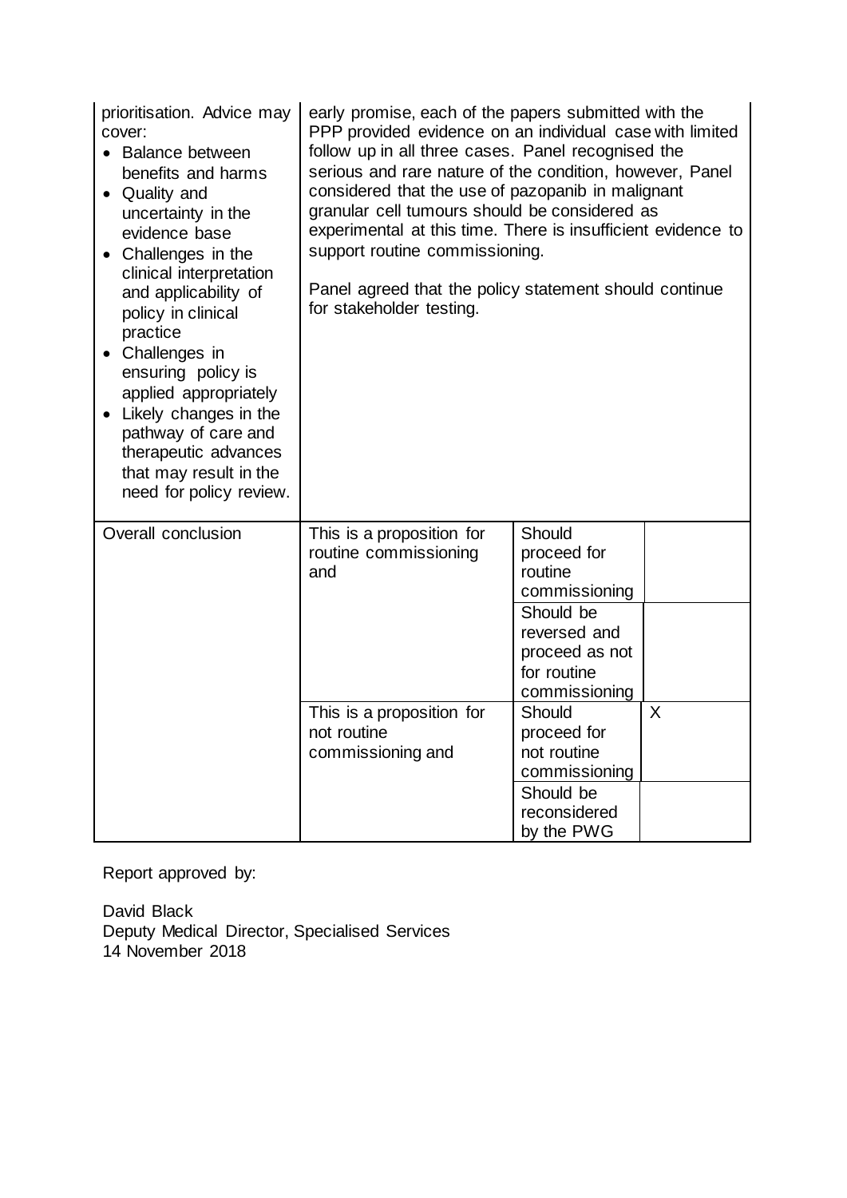| | | | |
|---|---|---|---|
| prioritisation. Advice may cover:<br>• Balance between benefits and harms<br>• Quality and uncertainty in the evidence base<br>• Challenges in the clinical interpretation and applicability of policy in clinical practice<br>• Challenges in ensuring policy is applied appropriately<br>• Likely changes in the pathway of care and therapeutic advances that may result in the need for policy review. | early promise, each of the papers submitted with the PPP provided evidence on an individual case with limited follow up in all three cases. Panel recognised the serious and rare nature of the condition, however, Panel considered that the use of pazopanib in malignant granular cell tumours should be considered as experimental at this time. There is insufficient evidence to support routine commissioning.<br><br>Panel agreed that the policy statement should continue for stakeholder testing. | | |
| Overall conclusion | This is a proposition for routine commissioning and | Should proceed for routine commissioning | |
| | | Should be reversed and proceed as not for routine commissioning | |
| | This is a proposition for not routine commissioning and | Should proceed for not routine commissioning | X |
| | | Should be reconsidered by the PWG | |

Report approved by:

David Black
Deputy Medical Director, Specialised Services
14 November 2018